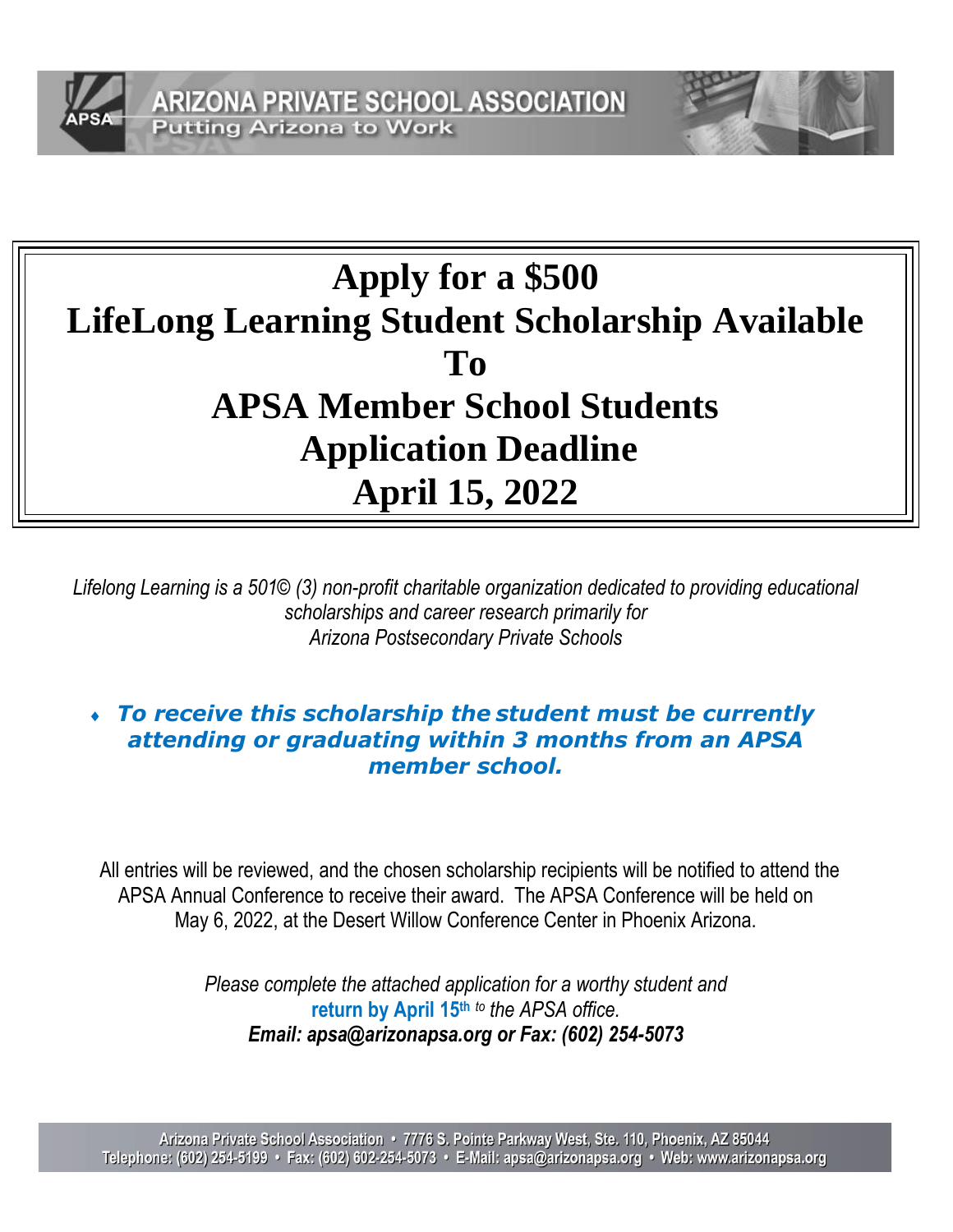**ARIZONA PRIVATE SCHOOL ASSOCIATION**
Putting Arizona to Work

# Apply for a $500
# LifeLong Learning Student Scholarship Available To
# APSA Member School Students
# Application Deadline
# April 15, 2022

*Lifelong Learning is a 501© (3) non-profit charitable organization dedicated to providing educational scholarships and career research primarily for Arizona Postsecondary Private Schools*

- ***To receive this scholarship the student must be currently attending or graduating within 3 months from an APSA member school.***

All entries will be reviewed, and the chosen scholarship recipients will be notified to attend the APSA Annual Conference to receive their award. The APSA Conference will be held on May 6, 2022, at the Desert Willow Conference Center in Phoenix Arizona.

*Please complete the attached application for a worthy student and* **return by April 15th** *to the APSA office.*
***Email: apsa@arizonapsa.org or Fax: (602) 254-5073***

Arizona Private School Association • 7776 S. Pointe Parkway West, Ste. 110, Phoenix, AZ 85044
Telephone: (602) 254-5199 • Fax: (602) 602-254-5073 • E-Mail: apsa@arizonapsa.org • Web: www.arizonapsa.org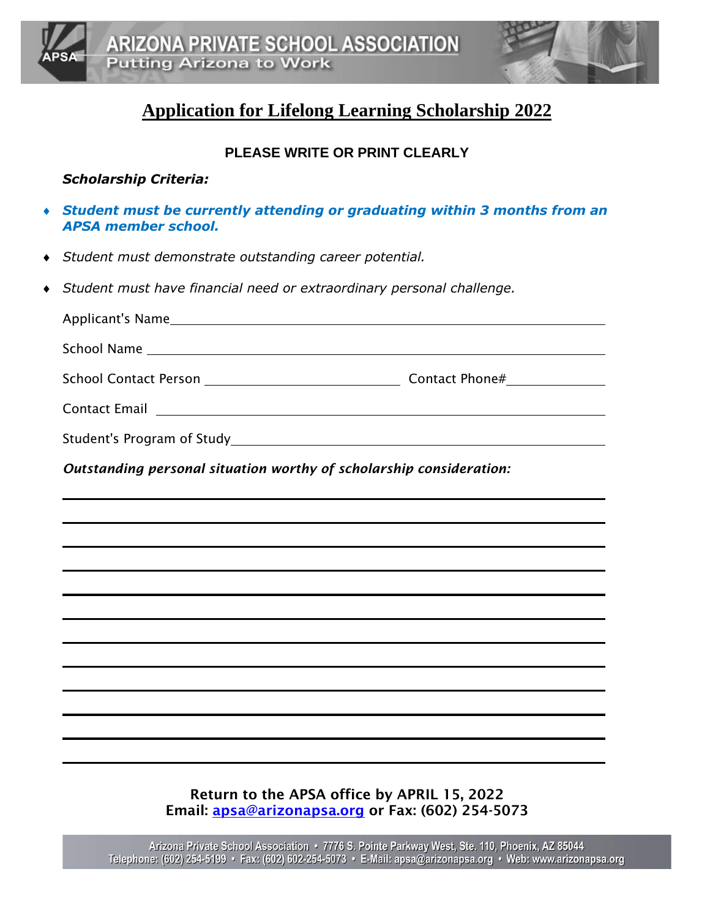ARIZONA PRIVATE SCHOOL ASSOCIATION
Putting Arizona to Work

# Application for Lifelong Learning Scholarship 2022

**PLEASE WRITE OR PRINT CLEARLY**

***Scholarship Criteria:***

- ***Student must be currently attending or graduating within 3 months from an APSA member school.***
- *Student must demonstrate outstanding career potential.*
- *Student must have financial need or extraordinary personal challenge.*

Applicant's Name ____________________________________________

School Name ____________________________________________

School Contact Person ______________________ Contact Phone# ____________

Contact Email ____________________________________________

Student's Program of Study ____________________________________________

***Outstanding personal situation worthy of scholarship consideration:***

____________________________________________

____________________________________________

____________________________________________

____________________________________________

____________________________________________

____________________________________________

____________________________________________

____________________________________________

____________________________________________

____________________________________________

____________________________________________

____________________________________________

**Return to the APSA office by APRIL 15, 2022**
**Email: apsa@arizonapsa.org or Fax: (602) 254-5073**

Arizona Private School Association • 7776 S. Pointe Parkway West, Ste. 110, Phoenix, AZ 85044
Telephone: (602) 254-5199 • Fax: (602) 602-254-5073 • E-Mail: apsa@arizonapsa.org • Web: www.arizonapsa.org